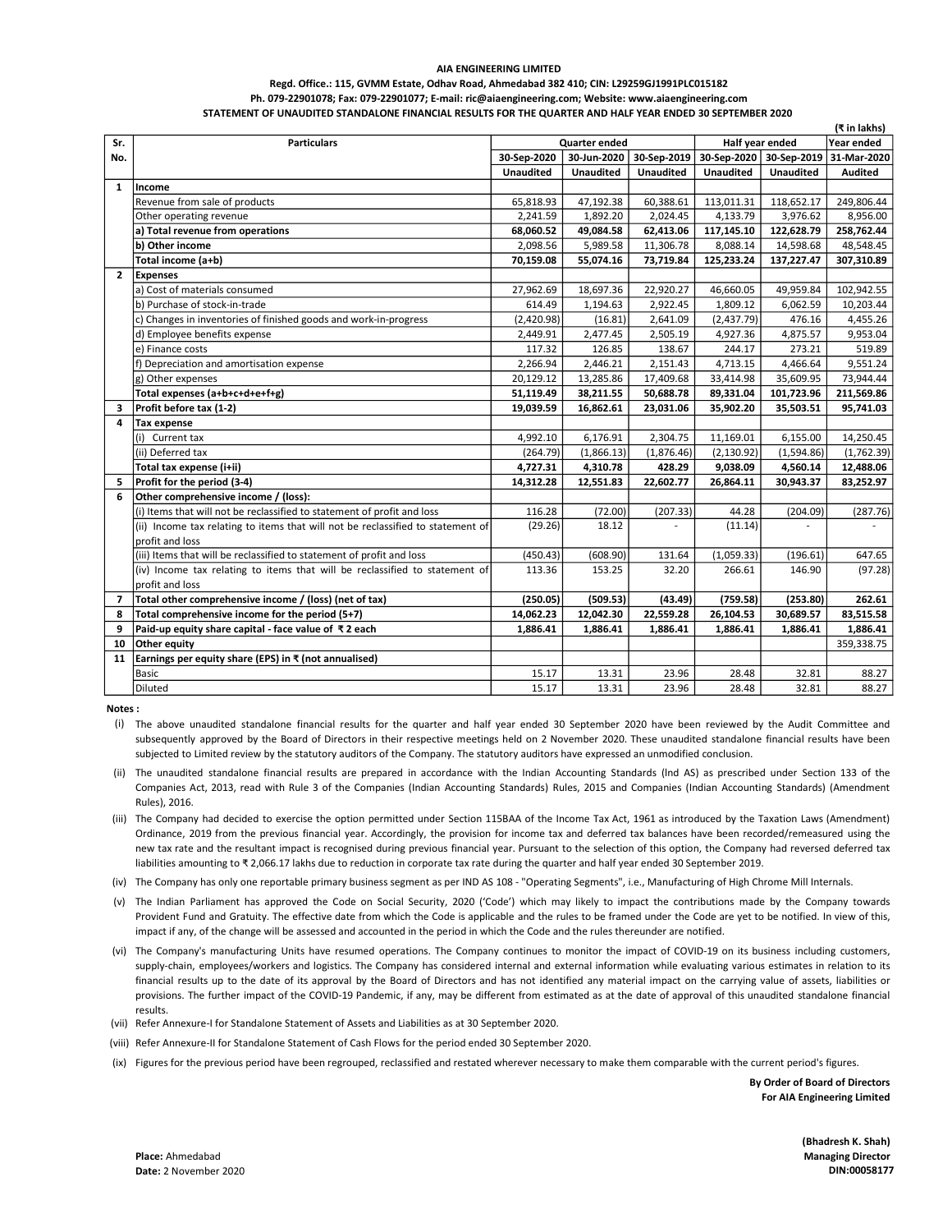**AIA ENGINEERING LIMITED**

**Regd. Office.: 115, GVMM Estate, Odhav Road, Ahmedabad 382 410; CIN: L29259GJ1991PLC015182**

**Ph. 079-22901078; Fax: 079-22901077; E-mail: ric@aiaengineering.com; Website: www.aiaengineering.com**

**STATEMENT OF UNAUDITED STANDALONE FINANCIAL RESULTS FOR THE QUARTER AND HALF YEAR ENDED 30 SEPTEMBER 2020**

(₹ in lakhs)

| Sr. No. | Particulars | Quarter ended | | | Half year ended | | Year ended |
|---|---|---|---|---|---|---|---|
| | | 30-Sep-2020 | 30-Jun-2020 | 30-Sep-2019 | 30-Sep-2020 | 30-Sep-2019 | 31-Mar-2020 |
| | | Unaudited | Unaudited | Unaudited | Unaudited | Unaudited | Audited |
| 1 | **Income** | | | | | | |
| | Revenue from sale of products | 65,818.93 | 47,192.38 | 60,388.61 | 113,011.31 | 118,652.17 | 249,806.44 |
| | Other operating revenue | 2,241.59 | 1,892.20 | 2,024.45 | 4,133.79 | 3,976.62 | 8,956.00 |
| | **a) Total revenue from operations** | **68,060.52** | **49,084.58** | **62,413.06** | **117,145.10** | **122,628.79** | **258,762.44** |
| | **b) Other income** | 2,098.56 | 5,989.58 | 11,306.78 | 8,088.14 | 14,598.68 | 48,548.45 |
| | **Total income (a+b)** | **70,159.08** | **55,074.16** | **73,719.84** | **125,233.24** | **137,227.47** | **307,310.89** |
| 2 | **Expenses** | | | | | | |
| | a) Cost of materials consumed | 27,962.69 | 18,697.36 | 22,920.27 | 46,660.05 | 49,959.84 | 102,942.55 |
| | b) Purchase of stock-in-trade | 614.49 | 1,194.63 | 2,922.45 | 1,809.12 | 6,062.59 | 10,203.44 |
| | c) Changes in inventories of finished goods and work-in-progress | (2,420.98) | (16.81) | 2,641.09 | (2,437.79) | 476.16 | 4,455.26 |
| | d) Employee benefits expense | 2,449.91 | 2,477.45 | 2,505.19 | 4,927.36 | 4,875.57 | 9,953.04 |
| | e) Finance costs | 117.32 | 126.85 | 138.67 | 244.17 | 273.21 | 519.89 |
| | f) Depreciation and amortisation expense | 2,266.94 | 2,446.21 | 2,151.43 | 4,713.15 | 4,466.64 | 9,551.24 |
| | g) Other expenses | 20,129.12 | 13,285.86 | 17,409.68 | 33,414.98 | 35,609.95 | 73,944.44 |
| | **Total expenses (a+b+c+d+e+f+g)** | **51,119.49** | **38,211.55** | **50,688.78** | **89,331.04** | **101,723.96** | **211,569.86** |
| 3 | **Profit before tax (1-2)** | **19,039.59** | **16,862.61** | **23,031.06** | **35,902.20** | **35,503.51** | **95,741.03** |
| 4 | **Tax expense** | | | | | | |
| | (i) Current tax | 4,992.10 | 6,176.91 | 2,304.75 | 11,169.01 | 6,155.00 | 14,250.45 |
| | (ii) Deferred tax | (264.79) | (1,866.13) | (1,876.46) | (2,130.92) | (1,594.86) | (1,762.39) |
| | **Total tax expense (i+ii)** | **4,727.31** | **4,310.78** | **428.29** | **9,038.09** | **4,560.14** | **12,488.06** |
| 5 | **Profit for the period (3-4)** | **14,312.28** | **12,551.83** | **22,602.77** | **26,864.11** | **30,943.37** | **83,252.97** |
| 6 | **Other comprehensive income / (loss):** | | | | | | |
| | (i) Items that will not be reclassified to statement of profit and loss | 116.28 | (72.00) | (207.33) | 44.28 | (204.09) | (287.76) |
| | (ii) Income tax relating to items that will not be reclassified to statement of profit and loss | (29.26) | 18.12 | - | (11.14) | - | - |
| | (iii) Items that will be reclassified to statement of profit and loss | (450.43) | (608.90) | 131.64 | (1,059.33) | (196.61) | 647.65 |
| | (iv) Income tax relating to items that will be reclassified to statement of profit and loss | 113.36 | 153.25 | 32.20 | 266.61 | 146.90 | (97.28) |
| 7 | **Total other comprehensive income / (loss) (net of tax)** | **(250.05)** | **(509.53)** | **(43.49)** | **(759.58)** | **(253.80)** | **262.61** |
| 8 | **Total comprehensive income for the period (5+7)** | **14,062.23** | **12,042.30** | **22,559.28** | **26,104.53** | **30,689.57** | **83,515.58** |
| 9 | **Paid-up equity share capital - face value of ₹ 2 each** | **1,886.41** | **1,886.41** | **1,886.41** | **1,886.41** | **1,886.41** | **1,886.41** |
| 10 | **Other equity** | | | | | | 359,338.75 |
| 11 | **Earnings per equity share (EPS) in ₹ (not annualised)** | | | | | | |
| | Basic | 15.17 | 13.31 | 23.96 | 28.48 | 32.81 | 88.27 |
| | Diluted | 15.17 | 13.31 | 23.96 | 28.48 | 32.81 | 88.27 |

**Notes :**

(i) The above unaudited standalone financial results for the quarter and half year ended 30 September 2020 have been reviewed by the Audit Committee and subsequently approved by the Board of Directors in their respective meetings held on 2 November 2020. These unaudited standalone financial results have been subjected to Limited review by the statutory auditors of the Company. The statutory auditors have expressed an unmodified conclusion.

(ii) The unaudited standalone financial results are prepared in accordance with the Indian Accounting Standards (Ind AS) as prescribed under Section 133 of the Companies Act, 2013, read with Rule 3 of the Companies (Indian Accounting Standards) Rules, 2015 and Companies (Indian Accounting Standards) (Amendment Rules), 2016.

(iii) The Company had decided to exercise the option permitted under Section 115BAA of the Income Tax Act, 1961 as introduced by the Taxation Laws (Amendment) Ordinance, 2019 from the previous financial year. Accordingly, the provision for income tax and deferred tax balances have been recorded/remeasured using the new tax rate and the resultant impact is recognised during previous financial year. Pursuant to the selection of this option, the Company had reversed deferred tax liabilities amounting to ₹ 2,066.17 lakhs due to reduction in corporate tax rate during the quarter and half year ended 30 September 2019.

(iv) The Company has only one reportable primary business segment as per IND AS 108 - "Operating Segments", i.e., Manufacturing of High Chrome Mill Internals.

(v) The Indian Parliament has approved the Code on Social Security, 2020 ('Code') which may likely to impact the contributions made by the Company towards Provident Fund and Gratuity. The effective date from which the Code is applicable and the rules to be framed under the Code are yet to be notified. In view of this, impact if any, of the change will be assessed and accounted in the period in which the Code and the rules thereunder are notified.

(vi) The Company's manufacturing Units have resumed operations. The Company continues to monitor the impact of COVID-19 on its business including customers, supply-chain, employees/workers and logistics. The Company has considered internal and external information while evaluating various estimates in relation to its financial results up to the date of its approval by the Board of Directors and has not identified any material impact on the carrying value of assets, liabilities or provisions. The further impact of the COVID-19 Pandemic, if any, may be different from estimated as at the date of approval of this unaudited standalone financial results.

(vii) Refer Annexure-I for Standalone Statement of Assets and Liabilities as at 30 September 2020.

(viii) Refer Annexure-II for Standalone Statement of Cash Flows for the period ended 30 September 2020.

(ix) Figures for the previous period have been regrouped, reclassified and restated wherever necessary to make them comparable with the current period's figures.

**By Order of Board of Directors**
**For AIA Engineering Limited**

**(Bhadresh K. Shah)**
**Managing Director**
**DIN:00058177**

**Place:** Ahmedabad
**Date:** 2 November 2020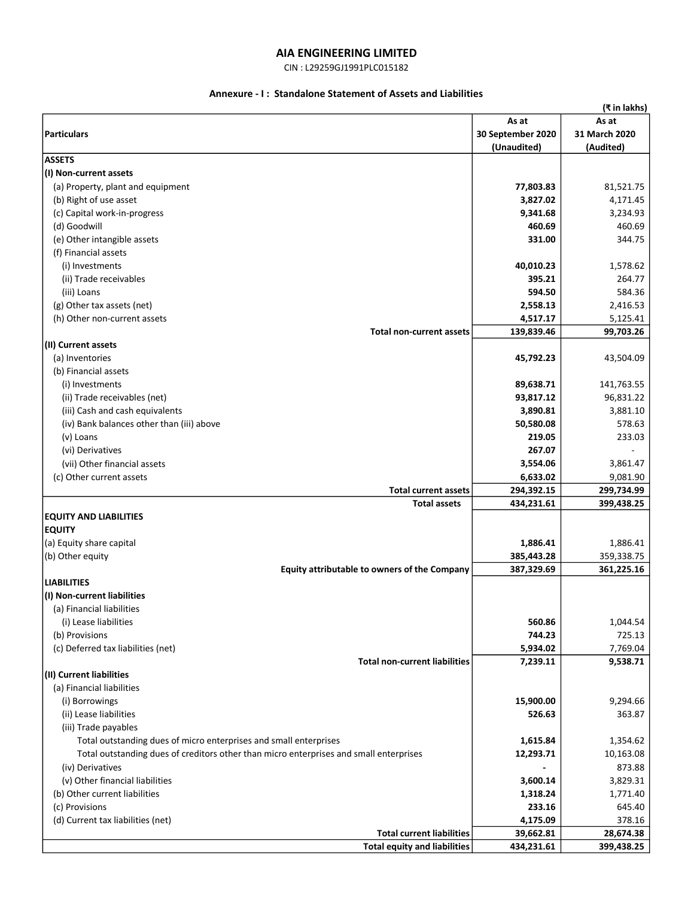# AIA ENGINEERING LIMITED

CIN : L29259GJ1991PLC015182

## Annexure - I : Standalone Statement of Assets and Liabilities

(₹ in lakhs)

| Particulars | As at 30 September 2020 (Unaudited) | As at 31 March 2020 (Audited) |
|---|---|---|
| **ASSETS** | | |
| **(I) Non-current assets** | | |
| (a) Property, plant and equipment | **77,803.83** | 81,521.75 |
| (b) Right of use asset | **3,827.02** | 4,171.45 |
| (c) Capital work-in-progress | **9,341.68** | 3,234.93 |
| (d) Goodwill | **460.69** | 460.69 |
| (e) Other intangible assets | **331.00** | 344.75 |
| (f) Financial assets | | |
| (i) Investments | **40,010.23** | 1,578.62 |
| (ii) Trade receivables | **395.21** | 264.77 |
| (iii) Loans | **594.50** | 584.36 |
| (g) Other tax assets (net) | **2,558.13** | 2,416.53 |
| (h) Other non-current assets | **4,517.17** | 5,125.41 |
| **Total non-current assets** | **139,839.46** | **99,703.26** |
| **(II) Current assets** | | |
| (a) Inventories | **45,792.23** | 43,504.09 |
| (b) Financial assets | | |
| (i) Investments | **89,638.71** | 141,763.55 |
| (ii) Trade receivables (net) | **93,817.12** | 96,831.22 |
| (iii) Cash and cash equivalents | **3,890.81** | 3,881.10 |
| (iv) Bank balances other than (iii) above | **50,580.08** | 578.63 |
| (v) Loans | **219.05** | 233.03 |
| (vi) Derivatives | **267.07** | - |
| (vii) Other financial assets | **3,554.06** | 3,861.47 |
| (c) Other current assets | **6,633.02** | 9,081.90 |
| **Total current assets** | **294,392.15** | **299,734.99** |
| **Total assets** | **434,231.61** | **399,438.25** |
| **EQUITY AND LIABILITIES** | | |
| **EQUITY** | | |
| (a) Equity share capital | **1,886.41** | 1,886.41 |
| (b) Other equity | **385,443.28** | 359,338.75 |
| **Equity attributable to owners of the Company** | **387,329.69** | **361,225.16** |
| **LIABILITIES** | | |
| **(I) Non-current liabilities** | | |
| (a) Financial liabilities | | |
| (i) Lease liabilities | **560.86** | 1,044.54 |
| (b) Provisions | **744.23** | 725.13 |
| (c) Deferred tax liabilities (net) | **5,934.02** | 7,769.04 |
| **Total non-current liabilities** | **7,239.11** | **9,538.71** |
| **(II) Current liabilities** | | |
| (a) Financial liabilities | | |
| (i) Borrowings | **15,900.00** | 9,294.66 |
| (ii) Lease liabilities | **526.63** | 363.87 |
| (iii) Trade payables | | |
| Total outstanding dues of micro enterprises and small enterprises | **1,615.84** | 1,354.62 |
| Total outstanding dues of creditors other than micro enterprises and small enterprises | **12,293.71** | 10,163.08 |
| (iv) Derivatives | **-** | 873.88 |
| (v) Other financial liabilities | **3,600.14** | 3,829.31 |
| (b) Other current liabilities | **1,318.24** | 1,771.40 |
| (c) Provisions | **233.16** | 645.40 |
| (d) Current tax liabilities (net) | **4,175.09** | 378.16 |
| **Total current liabilities** | **39,662.81** | **28,674.38** |
| **Total equity and liabilities** | **434,231.61** | **399,438.25** |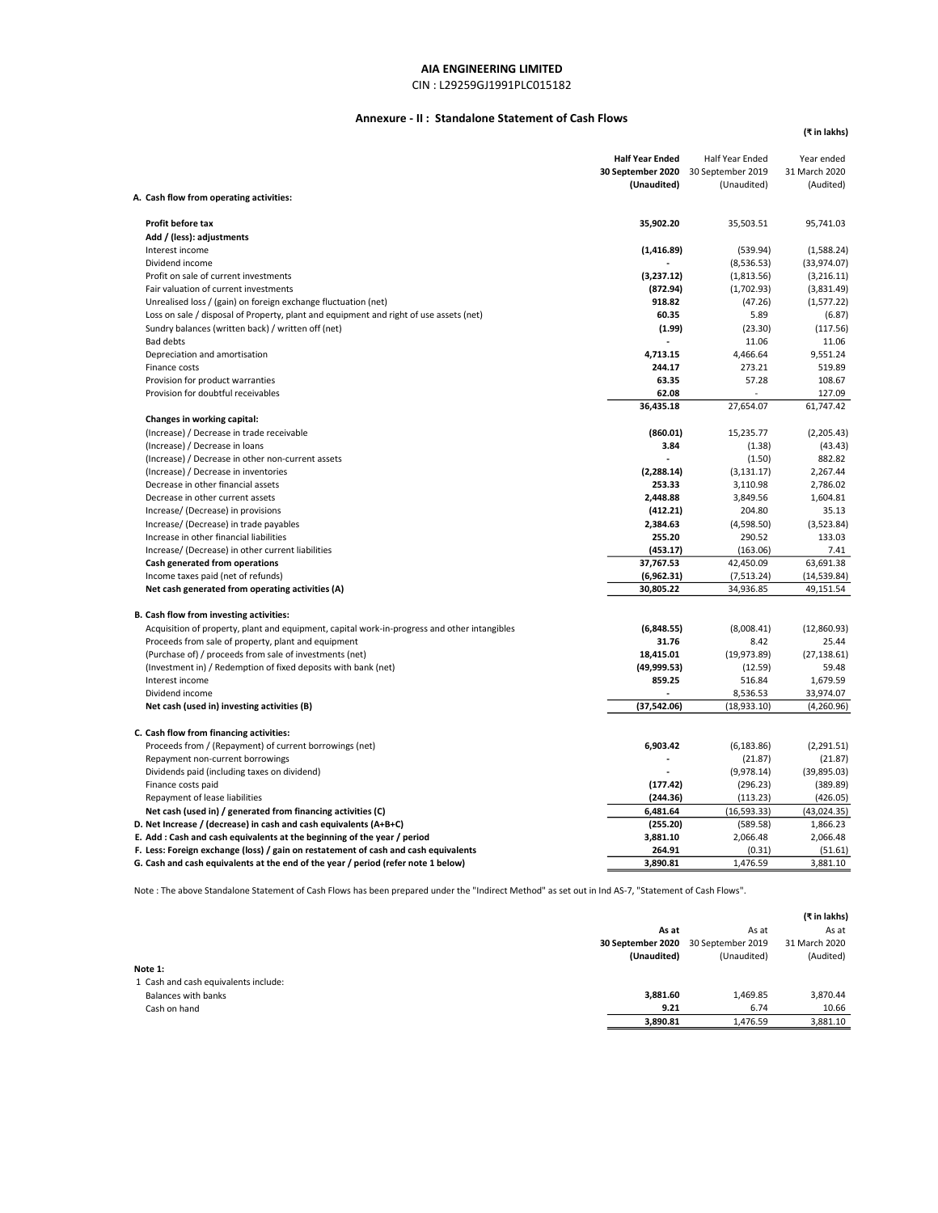# AIA ENGINEERING LIMITED

CIN : L29259GJ1991PLC015182

## Annexure - II : Standalone Statement of Cash Flows

(₹ in lakhs)

| | Half Year Ended 30 September 2020 (Unaudited) | Half Year Ended 30 September 2019 (Unaudited) | Year ended 31 March 2020 (Audited) |
|---|---|---|---|
| **A. Cash flow from operating activities:** | | | |
| **Profit before tax** | **35,902.20** | 35,503.51 | 95,741.03 |
| **Add / (less): adjustments** | | | |
| Interest income | **(1,416.89)** | (539.94) | (1,588.24) |
| Dividend income | **-** | (8,536.53) | (33,974.07) |
| Profit on sale of current investments | **(3,237.12)** | (1,813.56) | (3,216.11) |
| Fair valuation of current investments | **(872.94)** | (1,702.93) | (3,831.49) |
| Unrealised loss / (gain) on foreign exchange fluctuation (net) | **918.82** | (47.26) | (1,577.22) |
| Loss on sale / disposal of Property, plant and equipment and right of use assets (net) | **60.35** | 5.89 | (6.87) |
| Sundry balances (written back) / written off (net) | **(1.99)** | (23.30) | (117.56) |
| Bad debts | **-** | 11.06 | 11.06 |
| Depreciation and amortisation | **4,713.15** | 4,466.64 | 9,551.24 |
| Finance costs | **244.17** | 273.21 | 519.89 |
| Provision for product warranties | **63.35** | 57.28 | 108.67 |
| Provision for doubtful receivables | **62.08** | - | 127.09 |
| | **36,435.18** | 27,654.07 | 61,747.42 |
| **Changes in working capital:** | | | |
| (Increase) / Decrease in trade receivable | **(860.01)** | 15,235.77 | (2,205.43) |
| (Increase) / Decrease in loans | **3.84** | (1.38) | (43.43) |
| (Increase) / Decrease in other non-current assets | **-** | (1.50) | 882.82 |
| (Increase) / Decrease in inventories | **(2,288.14)** | (3,131.17) | 2,267.44 |
| Decrease in other financial assets | **253.33** | 3,110.98 | 2,786.02 |
| Decrease in other current assets | **2,448.88** | 3,849.56 | 1,604.81 |
| Increase/ (Decrease) in provisions | **(412.21)** | 204.80 | 35.13 |
| Increase/ (Decrease) in trade payables | **2,384.63** | (4,598.50) | (3,523.84) |
| Increase in other financial liabilities | **255.20** | 290.52 | 133.03 |
| Increase/ (Decrease) in other current liabilities | **(453.17)** | (163.06) | 7.41 |
| **Cash generated from operations** | **37,767.53** | 42,450.09 | 63,691.38 |
| Income taxes paid (net of refunds) | **(6,962.31)** | (7,513.24) | (14,539.84) |
| **Net cash generated from operating activities (A)** | **30,805.22** | 34,936.85 | 49,151.54 |
| **B. Cash flow from investing activities:** | | | |
| Acquisition of property, plant and equipment, capital work-in-progress and other intangibles | **(6,848.55)** | (8,008.41) | (12,860.93) |
| Proceeds from sale of property, plant and equipment | **31.76** | 8.42 | 25.44 |
| (Purchase of) / proceeds from sale of investments (net) | **18,415.01** | (19,973.89) | (27,138.61) |
| (Investment in) / Redemption of fixed deposits with bank (net) | **(49,999.53)** | (12.59) | 59.48 |
| Interest income | **859.25** | 516.84 | 1,679.59 |
| Dividend income | **-** | 8,536.53 | 33,974.07 |
| **Net cash (used in) investing activities (B)** | **(37,542.06)** | (18,933.10) | (4,260.96) |
| **C. Cash flow from financing activities:** | | | |
| Proceeds from / (Repayment) of current borrowings (net) | **6,903.42** | (6,183.86) | (2,291.51) |
| Repayment non-current borrowings | **-** | (21.87) | (21.87) |
| Dividends paid (including taxes on dividend) | **-** | (9,978.14) | (39,895.03) |
| Finance costs paid | **(177.42)** | (296.23) | (389.89) |
| Repayment of lease liabilities | **(244.36)** | (113.23) | (426.05) |
| **Net cash (used in) / generated from financing activities (C)** | **6,481.64** | (16,593.33) | (43,024.35) |
| **D. Net Increase / (decrease) in cash and cash equivalents (A+B+C)** | **(255.20)** | (589.58) | 1,866.23 |
| **E. Add : Cash and cash equivalents at the beginning of the year / period** | **3,881.10** | 2,066.48 | 2,066.48 |
| **F. Less: Foreign exchange (loss) / gain on restatement of cash and cash equivalents** | **264.91** | (0.31) | (51.61) |
| **G. Cash and cash equivalents at the end of the year / period (refer note 1 below)** | **3,890.81** | 1,476.59 | 3,881.10 |

Note : The above Standalone Statement of Cash Flows has been prepared under the "Indirect Method" as set out in Ind AS-7, "Statement of Cash Flows".

(₹ in lakhs)

| | As at 30 September 2020 (Unaudited) | As at 30 September 2019 (Unaudited) | As at 31 March 2020 (Audited) |
|---|---|---|---|
| **Note 1:** | | | |
| 1 Cash and cash equivalents include: | | | |
| Balances with banks | **3,881.60** | 1,469.85 | 3,870.44 |
| Cash on hand | **9.21** | 6.74 | 10.66 |
| | **3,890.81** | 1,476.59 | 3,881.10 |